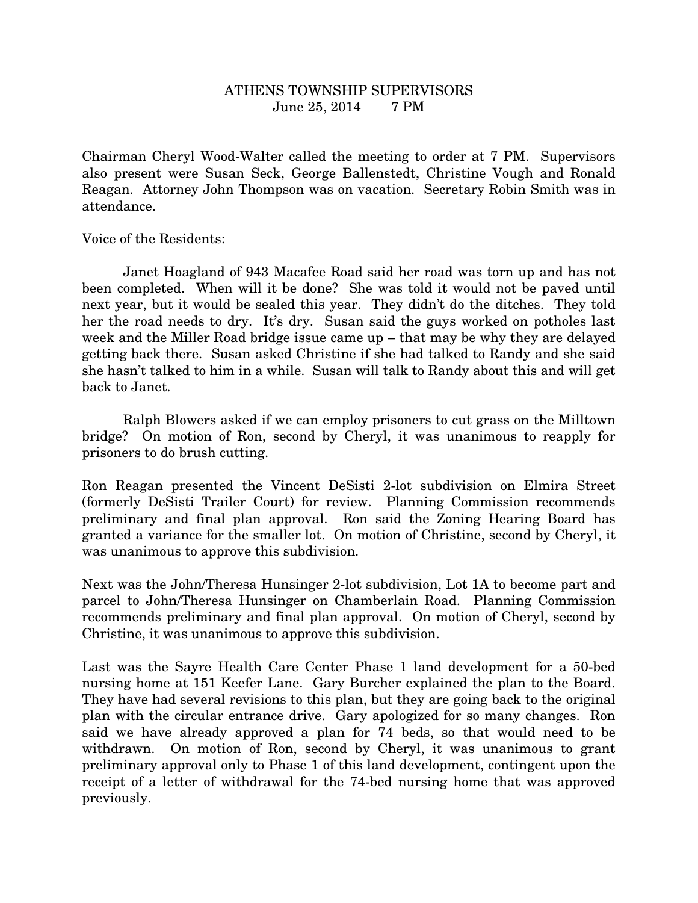# ATHENS TOWNSHIP SUPERVISORS
June 25, 2014 7 PM

Chairman Cheryl Wood-Walter called the meeting to order at 7 PM. Supervisors also present were Susan Seck, George Ballenstedt, Christine Vough and Ronald Reagan. Attorney John Thompson was on vacation. Secretary Robin Smith was in attendance.

Voice of the Residents:

Janet Hoagland of 943 Macafee Road said her road was torn up and has not been completed. When will it be done? She was told it would not be paved until next year, but it would be sealed this year. They didn't do the ditches. They told her the road needs to dry. It's dry. Susan said the guys worked on potholes last week and the Miller Road bridge issue came up – that may be why they are delayed getting back there. Susan asked Christine if she had talked to Randy and she said she hasn't talked to him in a while. Susan will talk to Randy about this and will get back to Janet.

Ralph Blowers asked if we can employ prisoners to cut grass on the Milltown bridge? On motion of Ron, second by Cheryl, it was unanimous to reapply for prisoners to do brush cutting.

Ron Reagan presented the Vincent DeSisti 2-lot subdivision on Elmira Street (formerly DeSisti Trailer Court) for review. Planning Commission recommends preliminary and final plan approval. Ron said the Zoning Hearing Board has granted a variance for the smaller lot. On motion of Christine, second by Cheryl, it was unanimous to approve this subdivision.

Next was the John/Theresa Hunsinger 2-lot subdivision, Lot 1A to become part and parcel to John/Theresa Hunsinger on Chamberlain Road. Planning Commission recommends preliminary and final plan approval. On motion of Cheryl, second by Christine, it was unanimous to approve this subdivision.

Last was the Sayre Health Care Center Phase 1 land development for a 50-bed nursing home at 151 Keefer Lane. Gary Burcher explained the plan to the Board. They have had several revisions to this plan, but they are going back to the original plan with the circular entrance drive. Gary apologized for so many changes. Ron said we have already approved a plan for 74 beds, so that would need to be withdrawn. On motion of Ron, second by Cheryl, it was unanimous to grant preliminary approval only to Phase 1 of this land development, contingent upon the receipt of a letter of withdrawal for the 74-bed nursing home that was approved previously.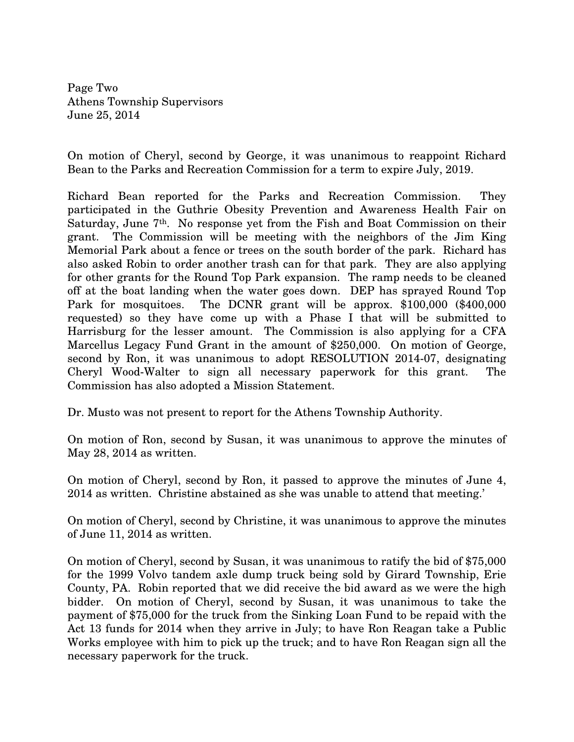On motion of Cheryl, second by George, it was unanimous to reappoint Richard Bean to the Parks and Recreation Commission for a term to expire July, 2019.

Richard Bean reported for the Parks and Recreation Commission. They participated in the Guthrie Obesity Prevention and Awareness Health Fair on Saturday, June 7th. No response yet from the Fish and Boat Commission on their grant. The Commission will be meeting with the neighbors of the Jim King Memorial Park about a fence or trees on the south border of the park. Richard has also asked Robin to order another trash can for that park. They are also applying for other grants for the Round Top Park expansion. The ramp needs to be cleaned off at the boat landing when the water goes down. DEP has sprayed Round Top Park for mosquitoes. The DCNR grant will be approx. $100,000 ($400,000 requested) so they have come up with a Phase I that will be submitted to Harrisburg for the lesser amount. The Commission is also applying for a CFA Marcellus Legacy Fund Grant in the amount of $250,000. On motion of George, second by Ron, it was unanimous to adopt RESOLUTION 2014-07, designating Cheryl Wood-Walter to sign all necessary paperwork for this grant. The Commission has also adopted a Mission Statement.

Dr. Musto was not present to report for the Athens Township Authority.

On motion of Ron, second by Susan, it was unanimous to approve the minutes of May 28, 2014 as written.

On motion of Cheryl, second by Ron, it passed to approve the minutes of June 4, 2014 as written. Christine abstained as she was unable to attend that meeting.'

On motion of Cheryl, second by Christine, it was unanimous to approve the minutes of June 11, 2014 as written.

On motion of Cheryl, second by Susan, it was unanimous to ratify the bid of $75,000 for the 1999 Volvo tandem axle dump truck being sold by Girard Township, Erie County, PA. Robin reported that we did receive the bid award as we were the high bidder. On motion of Cheryl, second by Susan, it was unanimous to take the payment of $75,000 for the truck from the Sinking Loan Fund to be repaid with the Act 13 funds for 2014 when they arrive in July; to have Ron Reagan take a Public Works employee with him to pick up the truck; and to have Ron Reagan sign all the necessary paperwork for the truck.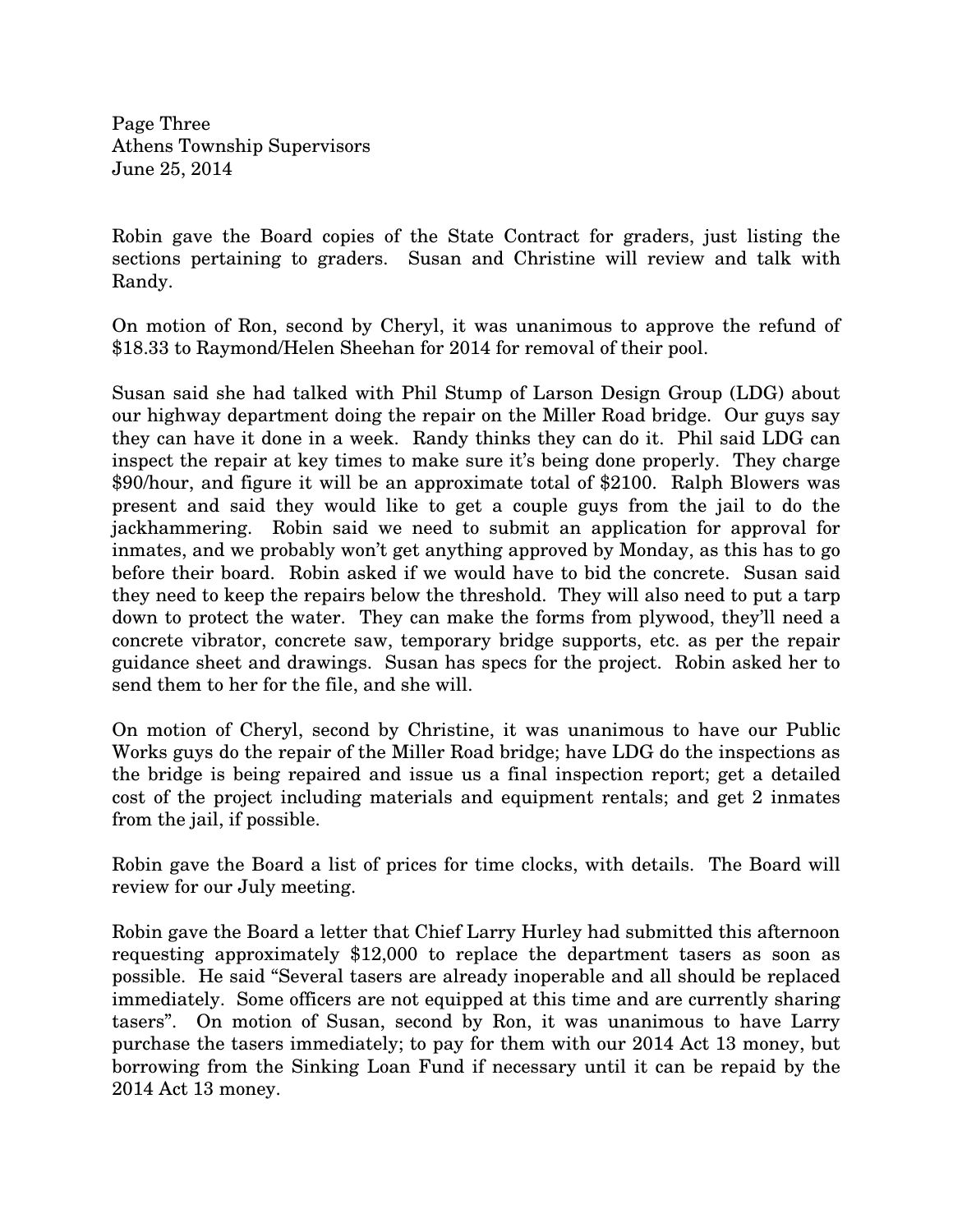Robin gave the Board copies of the State Contract for graders, just listing the sections pertaining to graders. Susan and Christine will review and talk with Randy.

On motion of Ron, second by Cheryl, it was unanimous to approve the refund of $18.33 to Raymond/Helen Sheehan for 2014 for removal of their pool.

Susan said she had talked with Phil Stump of Larson Design Group (LDG) about our highway department doing the repair on the Miller Road bridge. Our guys say they can have it done in a week. Randy thinks they can do it. Phil said LDG can inspect the repair at key times to make sure it's being done properly. They charge $90/hour, and figure it will be an approximate total of $2100. Ralph Blowers was present and said they would like to get a couple guys from the jail to do the jackhammering. Robin said we need to submit an application for approval for inmates, and we probably won't get anything approved by Monday, as this has to go before their board. Robin asked if we would have to bid the concrete. Susan said they need to keep the repairs below the threshold. They will also need to put a tarp down to protect the water. They can make the forms from plywood, they'll need a concrete vibrator, concrete saw, temporary bridge supports, etc. as per the repair guidance sheet and drawings. Susan has specs for the project. Robin asked her to send them to her for the file, and she will.

On motion of Cheryl, second by Christine, it was unanimous to have our Public Works guys do the repair of the Miller Road bridge; have LDG do the inspections as the bridge is being repaired and issue us a final inspection report; get a detailed cost of the project including materials and equipment rentals; and get 2 inmates from the jail, if possible.

Robin gave the Board a list of prices for time clocks, with details. The Board will review for our July meeting.

Robin gave the Board a letter that Chief Larry Hurley had submitted this afternoon requesting approximately $12,000 to replace the department tasers as soon as possible. He said "Several tasers are already inoperable and all should be replaced immediately. Some officers are not equipped at this time and are currently sharing tasers". On motion of Susan, second by Ron, it was unanimous to have Larry purchase the tasers immediately; to pay for them with our 2014 Act 13 money, but borrowing from the Sinking Loan Fund if necessary until it can be repaid by the 2014 Act 13 money.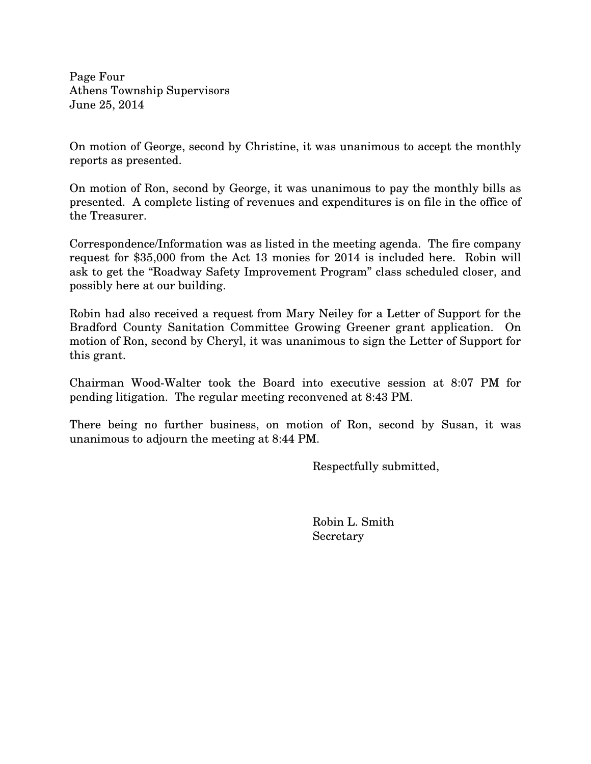On motion of George, second by Christine, it was unanimous to accept the monthly reports as presented.

On motion of Ron, second by George, it was unanimous to pay the monthly bills as presented. A complete listing of revenues and expenditures is on file in the office of the Treasurer.

Correspondence/Information was as listed in the meeting agenda. The fire company request for $35,000 from the Act 13 monies for 2014 is included here. Robin will ask to get the "Roadway Safety Improvement Program" class scheduled closer, and possibly here at our building.

Robin had also received a request from Mary Neiley for a Letter of Support for the Bradford County Sanitation Committee Growing Greener grant application. On motion of Ron, second by Cheryl, it was unanimous to sign the Letter of Support for this grant.

Chairman Wood-Walter took the Board into executive session at 8:07 PM for pending litigation. The regular meeting reconvened at 8:43 PM.

There being no further business, on motion of Ron, second by Susan, it was unanimous to adjourn the meeting at 8:44 PM.

Respectfully submitted,

Robin L. Smith
Secretary